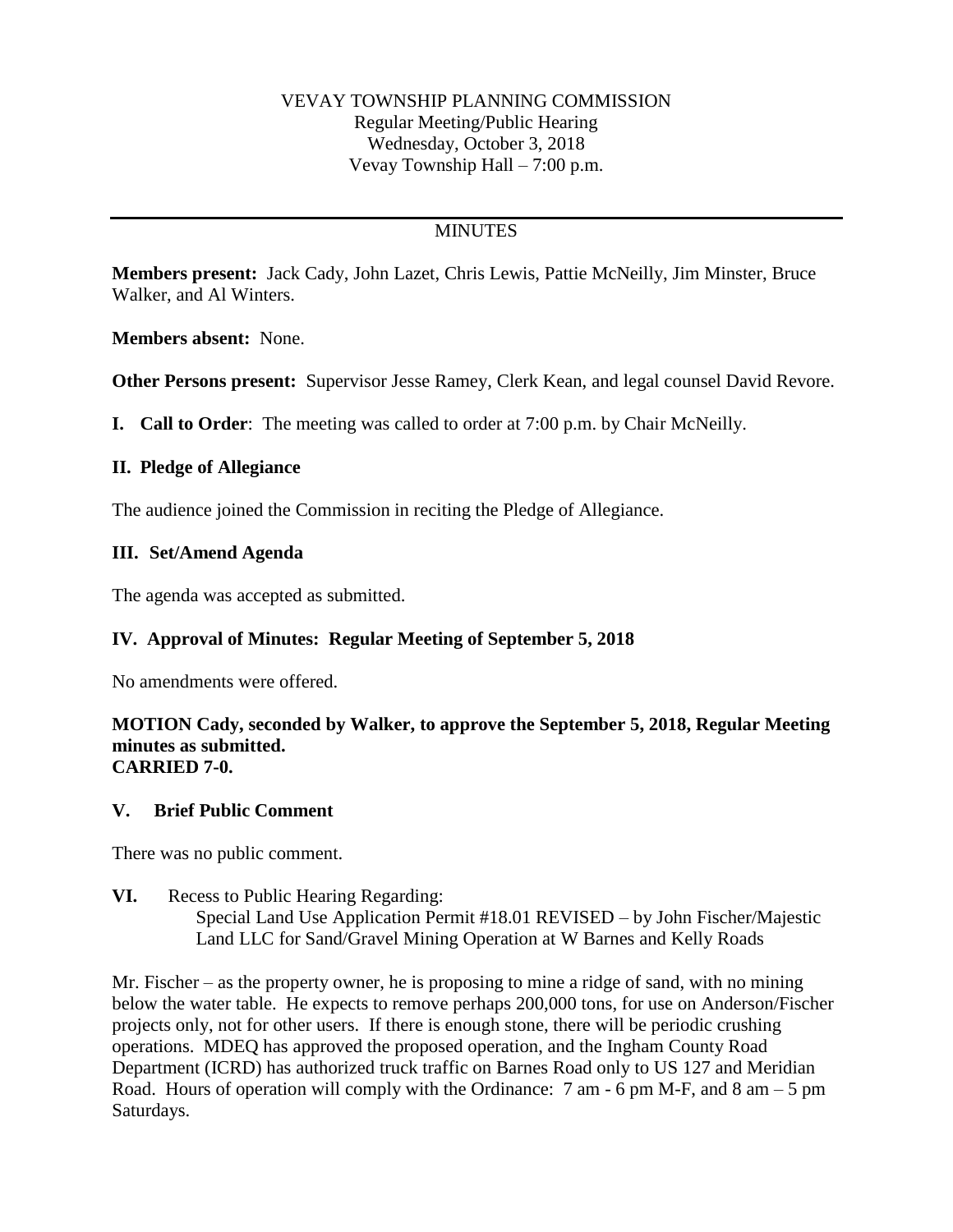VEVAY TOWNSHIP PLANNING COMMISSION
Regular Meeting/Public Hearing
Wednesday, October 3, 2018
Vevay Township Hall – 7:00 p.m.

---

MINUTES

**Members present:** Jack Cady, John Lazet, Chris Lewis, Pattie McNeilly, Jim Minster, Bruce Walker, and Al Winters.

**Members absent:** None.

**Other Persons present:** Supervisor Jesse Ramey, Clerk Kean, and legal counsel David Revore.

**I. Call to Order**: The meeting was called to order at 7:00 p.m. by Chair McNeilly.

## II. Pledge of Allegiance

The audience joined the Commission in reciting the Pledge of Allegiance.

## III. Set/Amend Agenda

The agenda was accepted as submitted.

## IV. Approval of Minutes: Regular Meeting of September 5, 2018

No amendments were offered.

**MOTION Cady, seconded by Walker, to approve the September 5, 2018, Regular Meeting minutes as submitted.**
**CARRIED 7-0.**

## V. Brief Public Comment

There was no public comment.

**VI.** Recess to Public Hearing Regarding:
Special Land Use Application Permit #18.01 REVISED – by John Fischer/Majestic Land LLC for Sand/Gravel Mining Operation at W Barnes and Kelly Roads

Mr. Fischer – as the property owner, he is proposing to mine a ridge of sand, with no mining below the water table. He expects to remove perhaps 200,000 tons, for use on Anderson/Fischer projects only, not for other users. If there is enough stone, there will be periodic crushing operations. MDEQ has approved the proposed operation, and the Ingham County Road Department (ICRD) has authorized truck traffic on Barnes Road only to US 127 and Meridian Road. Hours of operation will comply with the Ordinance: 7 am - 6 pm M-F, and 8 am – 5 pm Saturdays.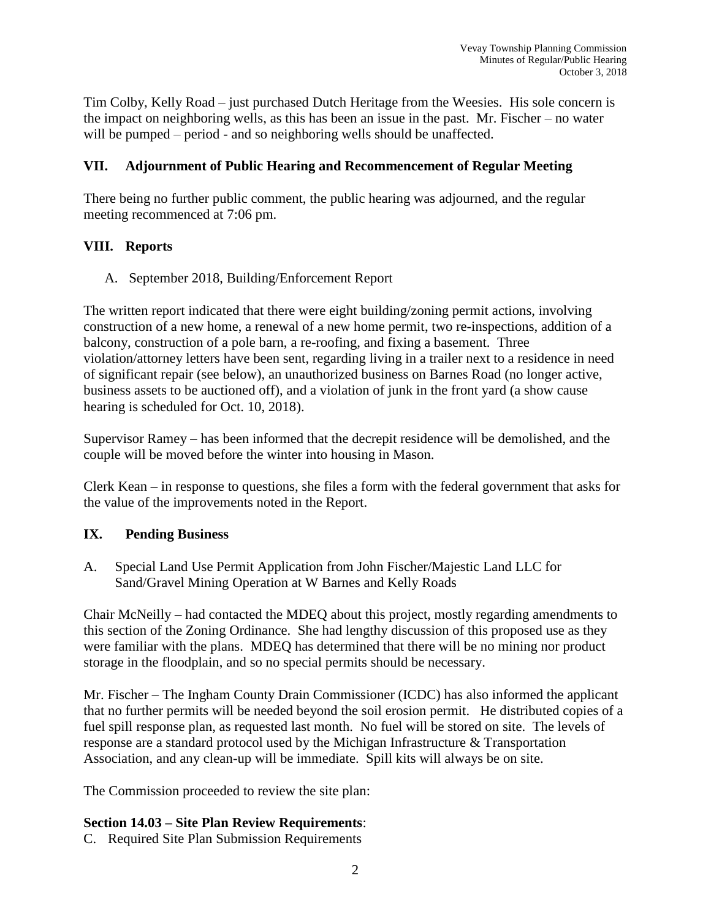Tim Colby, Kelly Road – just purchased Dutch Heritage from the Weesies. His sole concern is the impact on neighboring wells, as this has been an issue in the past. Mr. Fischer – no water will be pumped – period - and so neighboring wells should be unaffected.

## VII. Adjournment of Public Hearing and Recommencement of Regular Meeting

There being no further public comment, the public hearing was adjourned, and the regular meeting recommenced at 7:06 pm.

## VIII. Reports

A. September 2018, Building/Enforcement Report

The written report indicated that there were eight building/zoning permit actions, involving construction of a new home, a renewal of a new home permit, two re-inspections, addition of a balcony, construction of a pole barn, a re-roofing, and fixing a basement. Three violation/attorney letters have been sent, regarding living in a trailer next to a residence in need of significant repair (see below), an unauthorized business on Barnes Road (no longer active, business assets to be auctioned off), and a violation of junk in the front yard (a show cause hearing is scheduled for Oct. 10, 2018).

Supervisor Ramey – has been informed that the decrepit residence will be demolished, and the couple will be moved before the winter into housing in Mason.

Clerk Kean – in response to questions, she files a form with the federal government that asks for the value of the improvements noted in the Report.

## IX. Pending Business

A. Special Land Use Permit Application from John Fischer/Majestic Land LLC for Sand/Gravel Mining Operation at W Barnes and Kelly Roads

Chair McNeilly – had contacted the MDEQ about this project, mostly regarding amendments to this section of the Zoning Ordinance. She had lengthy discussion of this proposed use as they were familiar with the plans. MDEQ has determined that there will be no mining nor product storage in the floodplain, and so no special permits should be necessary.

Mr. Fischer – The Ingham County Drain Commissioner (ICDC) has also informed the applicant that no further permits will be needed beyond the soil erosion permit. He distributed copies of a fuel spill response plan, as requested last month. No fuel will be stored on site. The levels of response are a standard protocol used by the Michigan Infrastructure & Transportation Association, and any clean-up will be immediate. Spill kits will always be on site.

The Commission proceeded to review the site plan:

**Section 14.03 – Site Plan Review Requirements**:

C. Required Site Plan Submission Requirements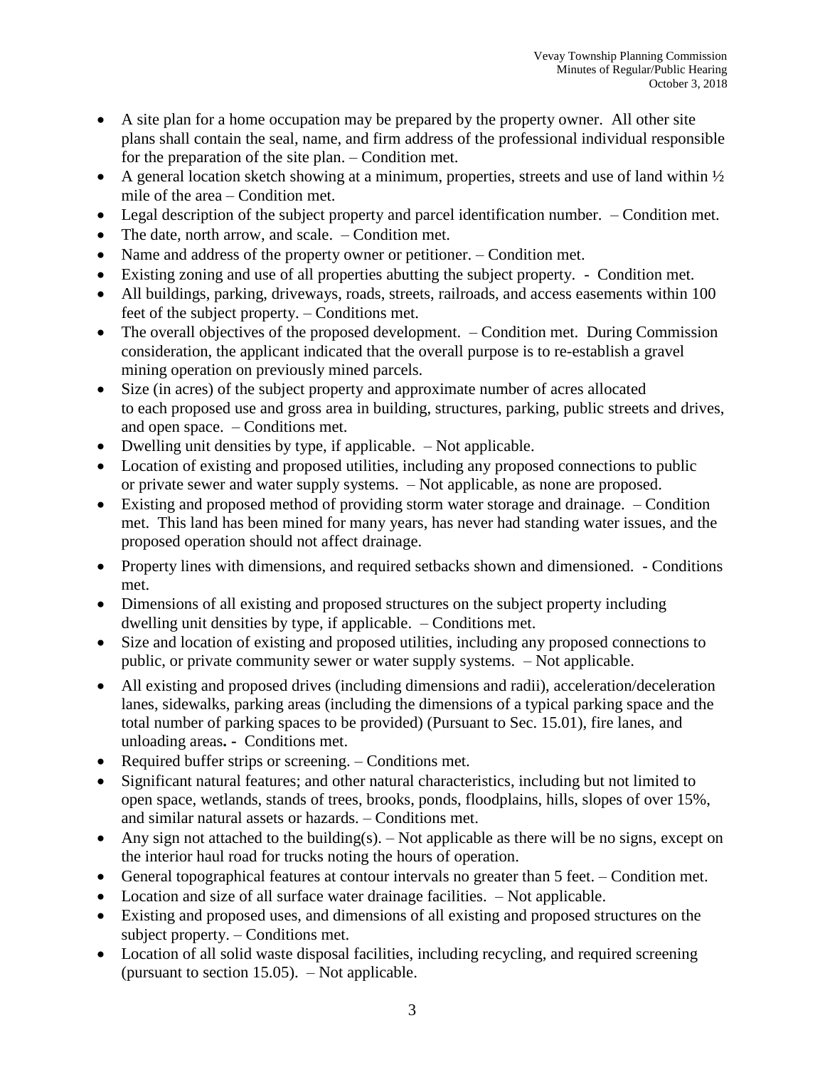- A site plan for a home occupation may be prepared by the property owner. All other site plans shall contain the seal, name, and firm address of the professional individual responsible for the preparation of the site plan. – Condition met.
- A general location sketch showing at a minimum, properties, streets and use of land within ½ mile of the area – Condition met.
- Legal description of the subject property and parcel identification number. – Condition met.
- The date, north arrow, and scale. – Condition met.
- Name and address of the property owner or petitioner. – Condition met.
- Existing zoning and use of all properties abutting the subject property. - Condition met.
- All buildings, parking, driveways, roads, streets, railroads, and access easements within 100 feet of the subject property. – Conditions met.
- The overall objectives of the proposed development. – Condition met. During Commission consideration, the applicant indicated that the overall purpose is to re-establish a gravel mining operation on previously mined parcels.
- Size (in acres) of the subject property and approximate number of acres allocated to each proposed use and gross area in building, structures, parking, public streets and drives, and open space. – Conditions met.
- Dwelling unit densities by type, if applicable. – Not applicable.
- Location of existing and proposed utilities, including any proposed connections to public or private sewer and water supply systems. – Not applicable, as none are proposed.
- Existing and proposed method of providing storm water storage and drainage. – Condition met. This land has been mined for many years, has never had standing water issues, and the proposed operation should not affect drainage.
- Property lines with dimensions, and required setbacks shown and dimensioned. - Conditions met.
- Dimensions of all existing and proposed structures on the subject property including dwelling unit densities by type, if applicable. – Conditions met.
- Size and location of existing and proposed utilities, including any proposed connections to public, or private community sewer or water supply systems. – Not applicable.
- All existing and proposed drives (including dimensions and radii), acceleration/deceleration lanes, sidewalks, parking areas (including the dimensions of a typical parking space and the total number of parking spaces to be provided) (Pursuant to Sec. 15.01), fire lanes, and unloading areas**.** - Conditions met.
- Required buffer strips or screening. – Conditions met.
- Significant natural features; and other natural characteristics, including but not limited to open space, wetlands, stands of trees, brooks, ponds, floodplains, hills, slopes of over 15%, and similar natural assets or hazards. – Conditions met.
- Any sign not attached to the building(s). – Not applicable as there will be no signs, except on the interior haul road for trucks noting the hours of operation.
- General topographical features at contour intervals no greater than 5 feet. – Condition met.
- Location and size of all surface water drainage facilities. – Not applicable.
- Existing and proposed uses, and dimensions of all existing and proposed structures on the subject property. – Conditions met.
- Location of all solid waste disposal facilities, including recycling, and required screening (pursuant to section 15.05). – Not applicable.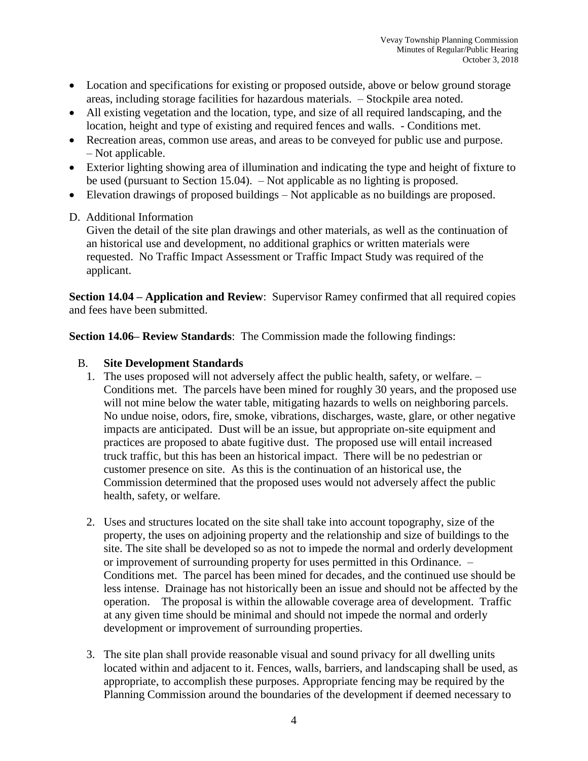- Location and specifications for existing or proposed outside, above or below ground storage areas, including storage facilities for hazardous materials. – Stockpile area noted.
- All existing vegetation and the location, type, and size of all required landscaping, and the location, height and type of existing and required fences and walls. - Conditions met.
- Recreation areas, common use areas, and areas to be conveyed for public use and purpose. – Not applicable.
- Exterior lighting showing area of illumination and indicating the type and height of fixture to be used (pursuant to Section 15.04). – Not applicable as no lighting is proposed.
- Elevation drawings of proposed buildings – Not applicable as no buildings are proposed.

D. Additional Information

Given the detail of the site plan drawings and other materials, as well as the continuation of an historical use and development, no additional graphics or written materials were requested. No Traffic Impact Assessment or Traffic Impact Study was required of the applicant.

**Section 14.04 – Application and Review**: Supervisor Ramey confirmed that all required copies and fees have been submitted.

**Section 14.06– Review Standards**: The Commission made the following findings:

B. **Site Development Standards**

1. The uses proposed will not adversely affect the public health, safety, or welfare. – Conditions met. The parcels have been mined for roughly 30 years, and the proposed use will not mine below the water table, mitigating hazards to wells on neighboring parcels. No undue noise, odors, fire, smoke, vibrations, discharges, waste, glare, or other negative impacts are anticipated. Dust will be an issue, but appropriate on-site equipment and practices are proposed to abate fugitive dust. The proposed use will entail increased truck traffic, but this has been an historical impact. There will be no pedestrian or customer presence on site. As this is the continuation of an historical use, the Commission determined that the proposed uses would not adversely affect the public health, safety, or welfare.

2. Uses and structures located on the site shall take into account topography, size of the property, the uses on adjoining property and the relationship and size of buildings to the site. The site shall be developed so as not to impede the normal and orderly development or improvement of surrounding property for uses permitted in this Ordinance. – Conditions met. The parcel has been mined for decades, and the continued use should be less intense. Drainage has not historically been an issue and should not be affected by the operation. The proposal is within the allowable coverage area of development. Traffic at any given time should be minimal and should not impede the normal and orderly development or improvement of surrounding properties.

3. The site plan shall provide reasonable visual and sound privacy for all dwelling units located within and adjacent to it. Fences, walls, barriers, and landscaping shall be used, as appropriate, to accomplish these purposes. Appropriate fencing may be required by the Planning Commission around the boundaries of the development if deemed necessary to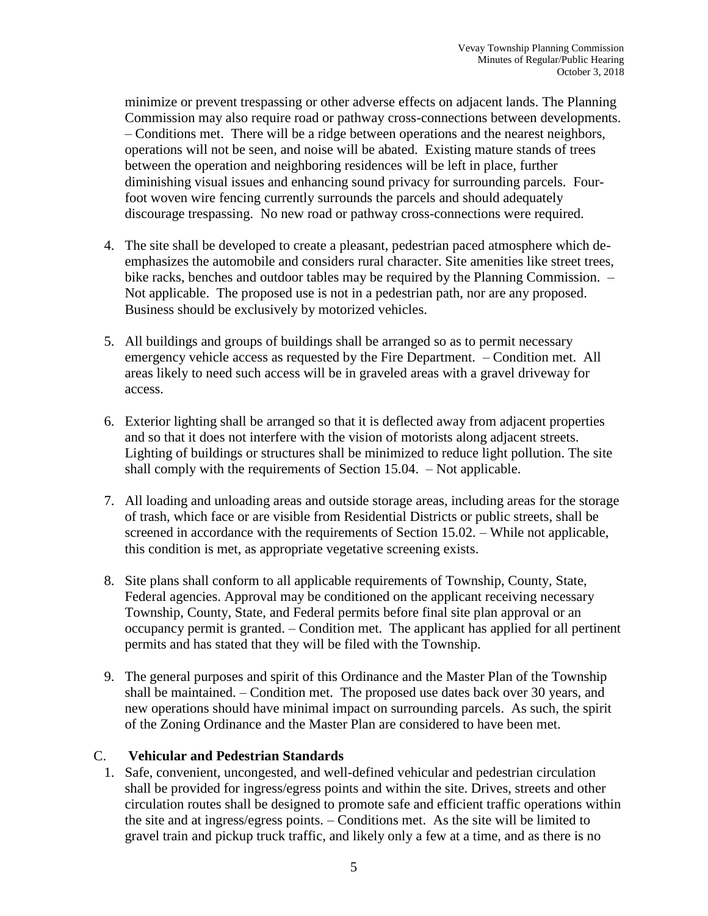minimize or prevent trespassing or other adverse effects on adjacent lands. The Planning Commission may also require road or pathway cross-connections between developments. – Conditions met. There will be a ridge between operations and the nearest neighbors, operations will not be seen, and noise will be abated. Existing mature stands of trees between the operation and neighboring residences will be left in place, further diminishing visual issues and enhancing sound privacy for surrounding parcels. Four-foot woven wire fencing currently surrounds the parcels and should adequately discourage trespassing. No new road or pathway cross-connections were required.

4. The site shall be developed to create a pleasant, pedestrian paced atmosphere which de-emphasizes the automobile and considers rural character. Site amenities like street trees, bike racks, benches and outdoor tables may be required by the Planning Commission. – Not applicable. The proposed use is not in a pedestrian path, nor are any proposed. Business should be exclusively by motorized vehicles.

5. All buildings and groups of buildings shall be arranged so as to permit necessary emergency vehicle access as requested by the Fire Department. – Condition met. All areas likely to need such access will be in graveled areas with a gravel driveway for access.

6. Exterior lighting shall be arranged so that it is deflected away from adjacent properties and so that it does not interfere with the vision of motorists along adjacent streets. Lighting of buildings or structures shall be minimized to reduce light pollution. The site shall comply with the requirements of Section 15.04. – Not applicable.

7. All loading and unloading areas and outside storage areas, including areas for the storage of trash, which face or are visible from Residential Districts or public streets, shall be screened in accordance with the requirements of Section 15.02. – While not applicable, this condition is met, as appropriate vegetative screening exists.

8. Site plans shall conform to all applicable requirements of Township, County, State, Federal agencies. Approval may be conditioned on the applicant receiving necessary Township, County, State, and Federal permits before final site plan approval or an occupancy permit is granted. – Condition met. The applicant has applied for all pertinent permits and has stated that they will be filed with the Township.

9. The general purposes and spirit of this Ordinance and the Master Plan of the Township shall be maintained. – Condition met. The proposed use dates back over 30 years, and new operations should have minimal impact on surrounding parcels. As such, the spirit of the Zoning Ordinance and the Master Plan are considered to have been met.

C. **Vehicular and Pedestrian Standards**

1. Safe, convenient, uncongested, and well-defined vehicular and pedestrian circulation shall be provided for ingress/egress points and within the site. Drives, streets and other circulation routes shall be designed to promote safe and efficient traffic operations within the site and at ingress/egress points. – Conditions met. As the site will be limited to gravel train and pickup truck traffic, and likely only a few at a time, and as there is no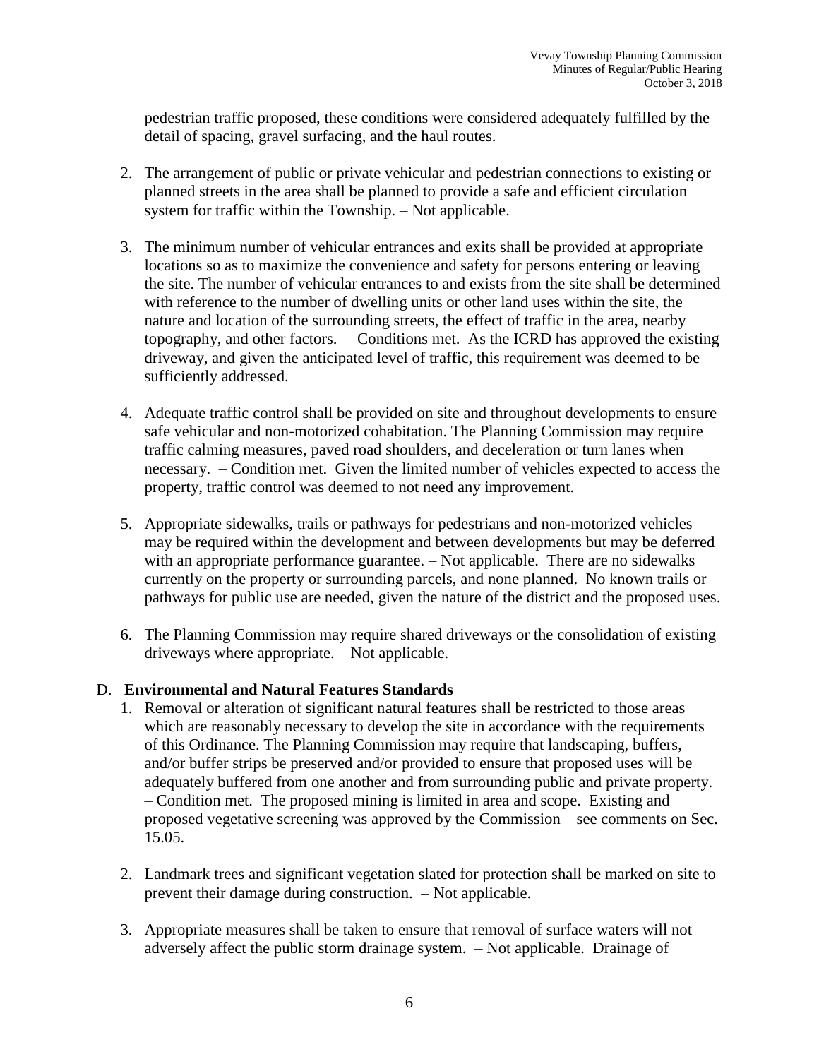pedestrian traffic proposed, these conditions were considered adequately fulfilled by the detail of spacing, gravel surfacing, and the haul routes.

2. The arrangement of public or private vehicular and pedestrian connections to existing or planned streets in the area shall be planned to provide a safe and efficient circulation system for traffic within the Township. – Not applicable.

3. The minimum number of vehicular entrances and exits shall be provided at appropriate locations so as to maximize the convenience and safety for persons entering or leaving the site. The number of vehicular entrances to and exists from the site shall be determined with reference to the number of dwelling units or other land uses within the site, the nature and location of the surrounding streets, the effect of traffic in the area, nearby topography, and other factors. – Conditions met. As the ICRD has approved the existing driveway, and given the anticipated level of traffic, this requirement was deemed to be sufficiently addressed.

4. Adequate traffic control shall be provided on site and throughout developments to ensure safe vehicular and non-motorized cohabitation. The Planning Commission may require traffic calming measures, paved road shoulders, and deceleration or turn lanes when necessary. – Condition met. Given the limited number of vehicles expected to access the property, traffic control was deemed to not need any improvement.

5. Appropriate sidewalks, trails or pathways for pedestrians and non-motorized vehicles may be required within the development and between developments but may be deferred with an appropriate performance guarantee. – Not applicable. There are no sidewalks currently on the property or surrounding parcels, and none planned. No known trails or pathways for public use are needed, given the nature of the district and the proposed uses.

6. The Planning Commission may require shared driveways or the consolidation of existing driveways where appropriate. – Not applicable.

D. **Environmental and Natural Features Standards**

1. Removal or alteration of significant natural features shall be restricted to those areas which are reasonably necessary to develop the site in accordance with the requirements of this Ordinance. The Planning Commission may require that landscaping, buffers, and/or buffer strips be preserved and/or provided to ensure that proposed uses will be adequately buffered from one another and from surrounding public and private property. – Condition met. The proposed mining is limited in area and scope. Existing and proposed vegetative screening was approved by the Commission – see comments on Sec. 15.05.

2. Landmark trees and significant vegetation slated for protection shall be marked on site to prevent their damage during construction. – Not applicable.

3. Appropriate measures shall be taken to ensure that removal of surface waters will not adversely affect the public storm drainage system. – Not applicable. Drainage of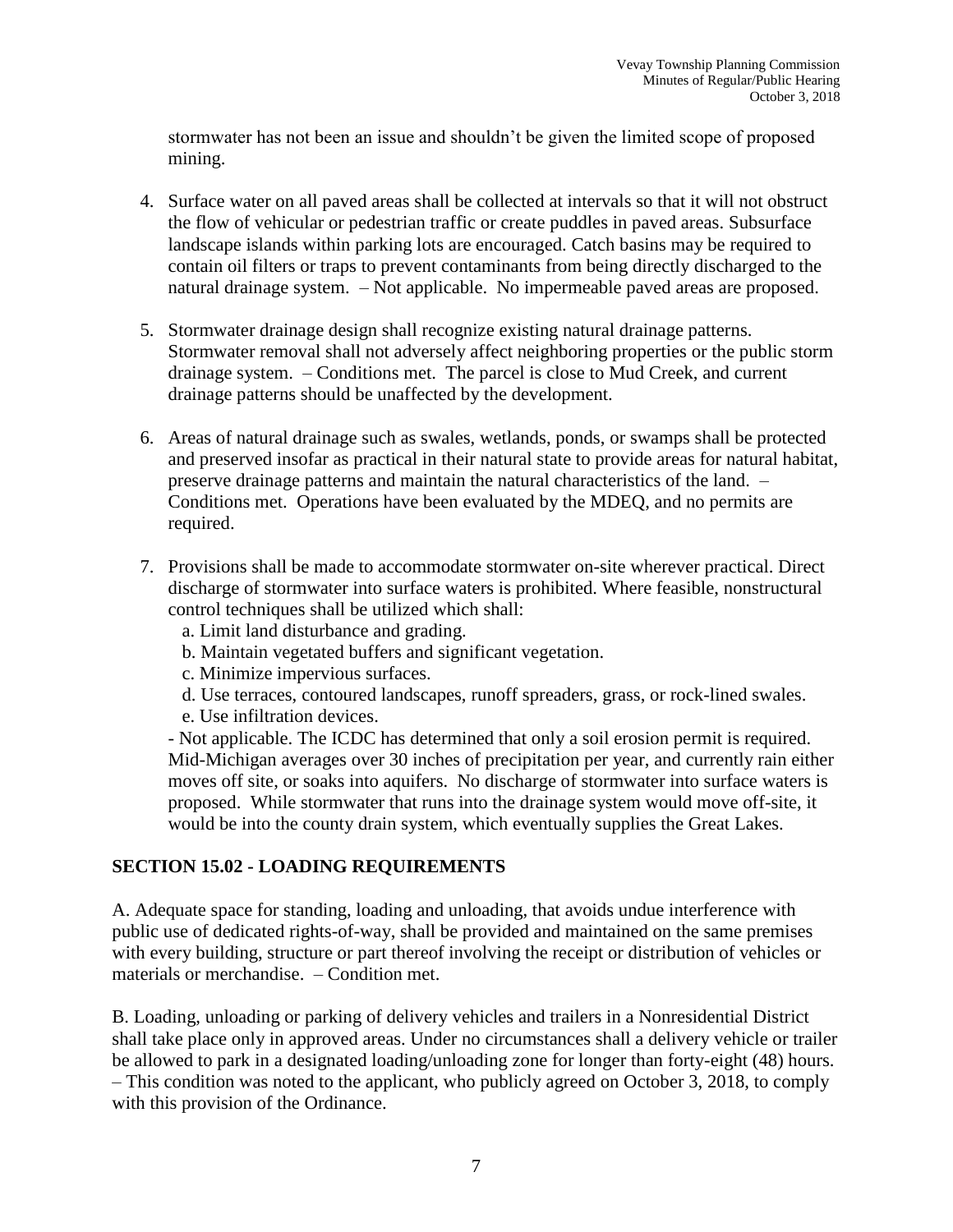stormwater has not been an issue and shouldn't be given the limited scope of proposed mining.

4. Surface water on all paved areas shall be collected at intervals so that it will not obstruct the flow of vehicular or pedestrian traffic or create puddles in paved areas. Subsurface landscape islands within parking lots are encouraged. Catch basins may be required to contain oil filters or traps to prevent contaminants from being directly discharged to the natural drainage system. – Not applicable. No impermeable paved areas are proposed.

5. Stormwater drainage design shall recognize existing natural drainage patterns. Stormwater removal shall not adversely affect neighboring properties or the public storm drainage system. – Conditions met. The parcel is close to Mud Creek, and current drainage patterns should be unaffected by the development.

6. Areas of natural drainage such as swales, wetlands, ponds, or swamps shall be protected and preserved insofar as practical in their natural state to provide areas for natural habitat, preserve drainage patterns and maintain the natural characteristics of the land. – Conditions met. Operations have been evaluated by the MDEQ, and no permits are required.

7. Provisions shall be made to accommodate stormwater on-site wherever practical. Direct discharge of stormwater into surface waters is prohibited. Where feasible, nonstructural control techniques shall be utilized which shall:
   a. Limit land disturbance and grading.
   b. Maintain vegetated buffers and significant vegetation.
   c. Minimize impervious surfaces.
   d. Use terraces, contoured landscapes, runoff spreaders, grass, or rock-lined swales.
   e. Use infiltration devices.

   - Not applicable. The ICDC has determined that only a soil erosion permit is required. Mid-Michigan averages over 30 inches of precipitation per year, and currently rain either moves off site, or soaks into aquifers. No discharge of stormwater into surface waters is proposed. While stormwater that runs into the drainage system would move off-site, it would be into the county drain system, which eventually supplies the Great Lakes.

## SECTION 15.02 - LOADING REQUIREMENTS

A. Adequate space for standing, loading and unloading, that avoids undue interference with public use of dedicated rights-of-way, shall be provided and maintained on the same premises with every building, structure or part thereof involving the receipt or distribution of vehicles or materials or merchandise. – Condition met.

B. Loading, unloading or parking of delivery vehicles and trailers in a Nonresidential District shall take place only in approved areas. Under no circumstances shall a delivery vehicle or trailer be allowed to park in a designated loading/unloading zone for longer than forty-eight (48) hours. – This condition was noted to the applicant, who publicly agreed on October 3, 2018, to comply with this provision of the Ordinance.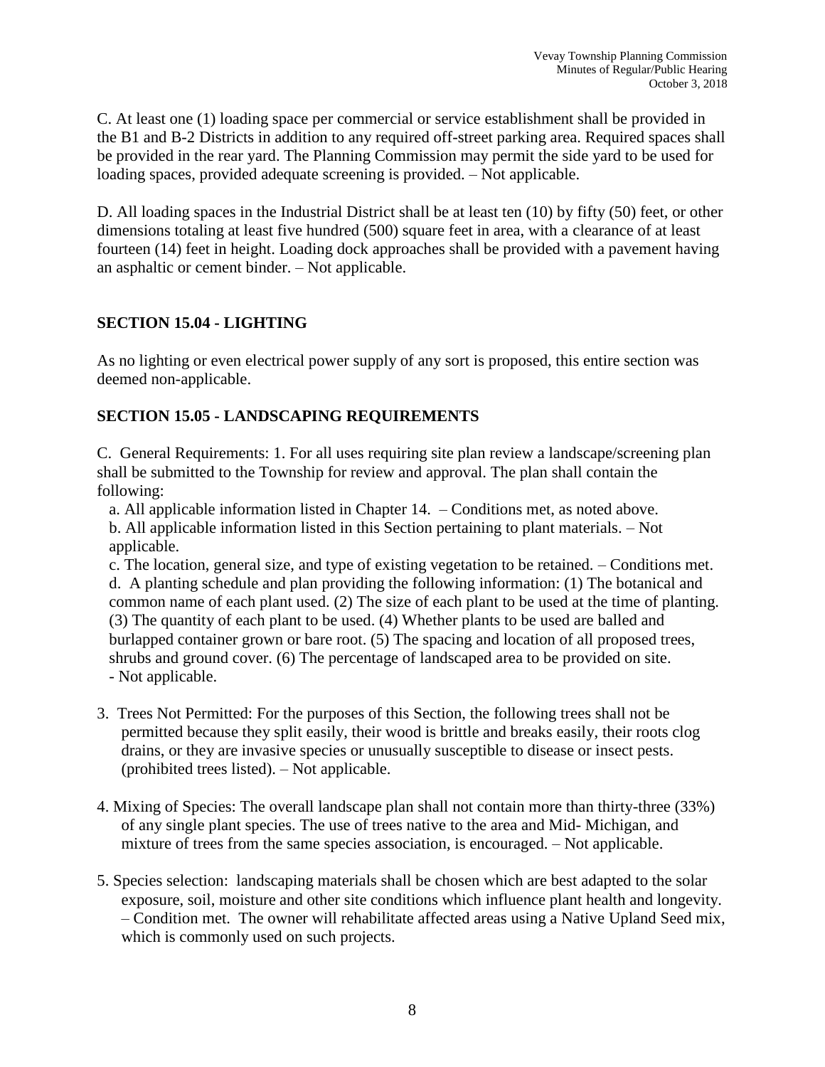C. At least one (1) loading space per commercial or service establishment shall be provided in the B1 and B-2 Districts in addition to any required off-street parking area. Required spaces shall be provided in the rear yard. The Planning Commission may permit the side yard to be used for loading spaces, provided adequate screening is provided. – Not applicable.

D. All loading spaces in the Industrial District shall be at least ten (10) by fifty (50) feet, or other dimensions totaling at least five hundred (500) square feet in area, with a clearance of at least fourteen (14) feet in height. Loading dock approaches shall be provided with a pavement having an asphaltic or cement binder. – Not applicable.

**SECTION 15.04 - LIGHTING**

As no lighting or even electrical power supply of any sort is proposed, this entire section was deemed non-applicable.

**SECTION 15.05 - LANDSCAPING REQUIREMENTS**

C. General Requirements: 1. For all uses requiring site plan review a landscape/screening plan shall be submitted to the Township for review and approval. The plan shall contain the following:

a. All applicable information listed in Chapter 14. – Conditions met, as noted above.
b. All applicable information listed in this Section pertaining to plant materials. – Not applicable.
c. The location, general size, and type of existing vegetation to be retained. – Conditions met.
d. A planting schedule and plan providing the following information: (1) The botanical and common name of each plant used. (2) The size of each plant to be used at the time of planting. (3) The quantity of each plant to be used. (4) Whether plants to be used are balled and burlapped container grown or bare root. (5) The spacing and location of all proposed trees, shrubs and ground cover. (6) The percentage of landscaped area to be provided on site. - Not applicable.

3. Trees Not Permitted: For the purposes of this Section, the following trees shall not be permitted because they split easily, their wood is brittle and breaks easily, their roots clog drains, or they are invasive species or unusually susceptible to disease or insect pests. (prohibited trees listed). – Not applicable.

4. Mixing of Species: The overall landscape plan shall not contain more than thirty-three (33%) of any single plant species. The use of trees native to the area and Mid- Michigan, and mixture of trees from the same species association, is encouraged. – Not applicable.

5. Species selection: landscaping materials shall be chosen which are best adapted to the solar exposure, soil, moisture and other site conditions which influence plant health and longevity. – Condition met. The owner will rehabilitate affected areas using a Native Upland Seed mix, which is commonly used on such projects.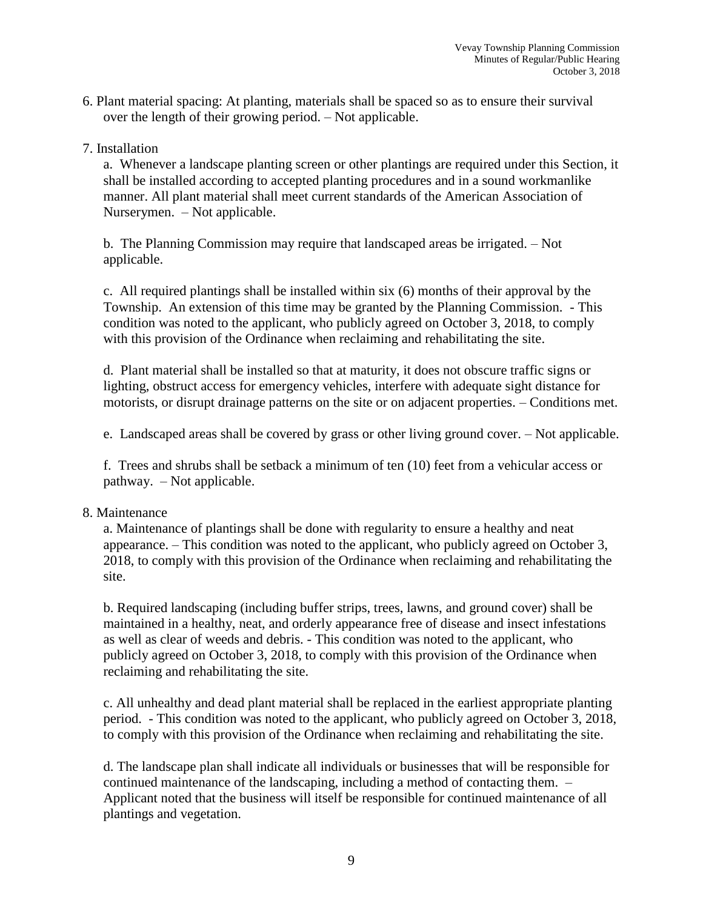6. Plant material spacing: At planting, materials shall be spaced so as to ensure their survival over the length of their growing period. – Not applicable.

7. Installation

   a. Whenever a landscape planting screen or other plantings are required under this Section, it shall be installed according to accepted planting procedures and in a sound workmanlike manner. All plant material shall meet current standards of the American Association of Nurserymen. – Not applicable.

   b. The Planning Commission may require that landscaped areas be irrigated. – Not applicable.

   c. All required plantings shall be installed within six (6) months of their approval by the Township. An extension of this time may be granted by the Planning Commission. - This condition was noted to the applicant, who publicly agreed on October 3, 2018, to comply with this provision of the Ordinance when reclaiming and rehabilitating the site.

   d. Plant material shall be installed so that at maturity, it does not obscure traffic signs or lighting, obstruct access for emergency vehicles, interfere with adequate sight distance for motorists, or disrupt drainage patterns on the site or on adjacent properties. – Conditions met.

   e. Landscaped areas shall be covered by grass or other living ground cover. – Not applicable.

   f. Trees and shrubs shall be setback a minimum of ten (10) feet from a vehicular access or pathway. – Not applicable.

8. Maintenance

   a. Maintenance of plantings shall be done with regularity to ensure a healthy and neat appearance. – This condition was noted to the applicant, who publicly agreed on October 3, 2018, to comply with this provision of the Ordinance when reclaiming and rehabilitating the site.

   b. Required landscaping (including buffer strips, trees, lawns, and ground cover) shall be maintained in a healthy, neat, and orderly appearance free of disease and insect infestations as well as clear of weeds and debris. - This condition was noted to the applicant, who publicly agreed on October 3, 2018, to comply with this provision of the Ordinance when reclaiming and rehabilitating the site.

   c. All unhealthy and dead plant material shall be replaced in the earliest appropriate planting period. - This condition was noted to the applicant, who publicly agreed on October 3, 2018, to comply with this provision of the Ordinance when reclaiming and rehabilitating the site.

   d. The landscape plan shall indicate all individuals or businesses that will be responsible for continued maintenance of the landscaping, including a method of contacting them. – Applicant noted that the business will itself be responsible for continued maintenance of all plantings and vegetation.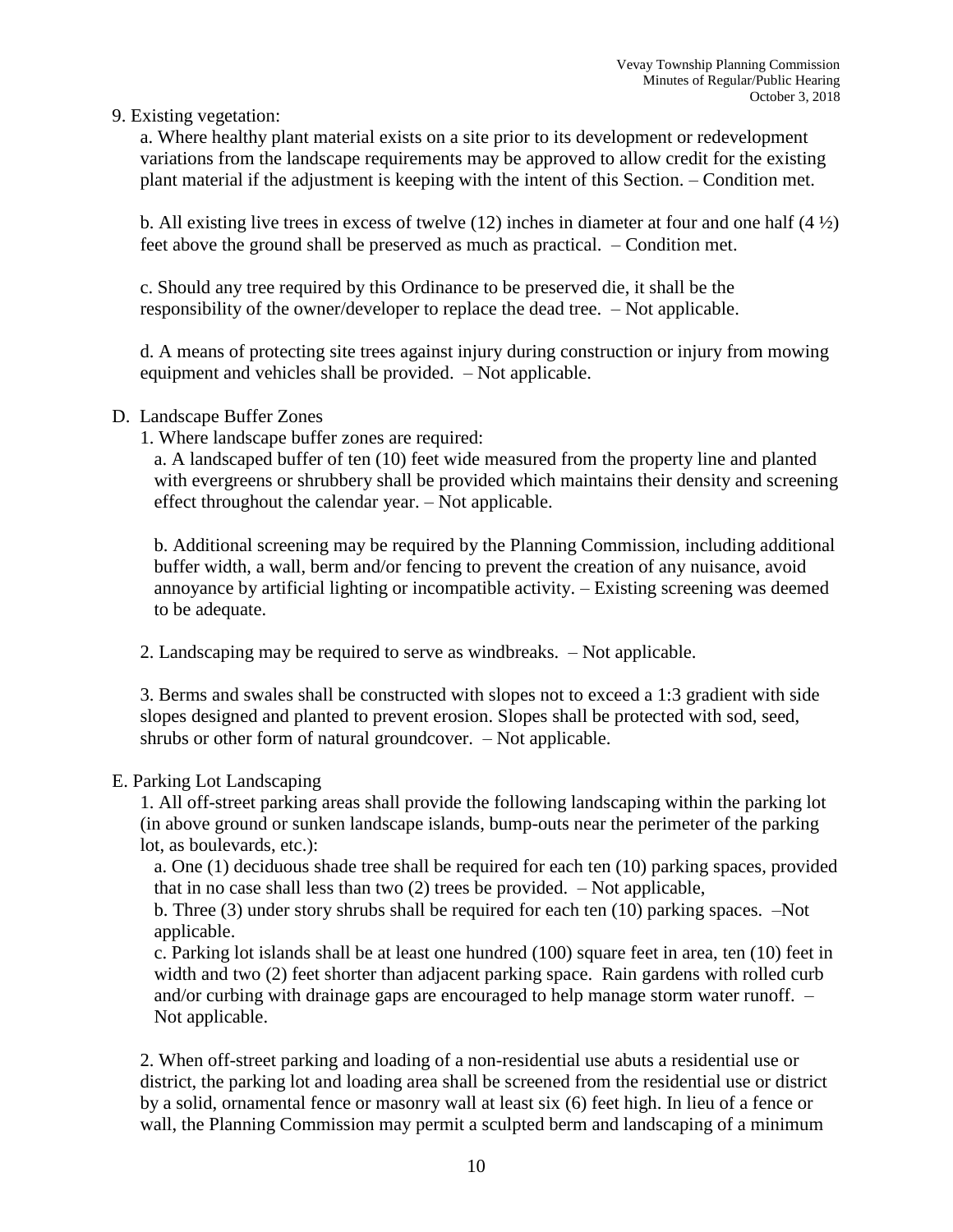9. Existing vegetation:

a. Where healthy plant material exists on a site prior to its development or redevelopment variations from the landscape requirements may be approved to allow credit for the existing plant material if the adjustment is keeping with the intent of this Section. – Condition met.

b. All existing live trees in excess of twelve (12) inches in diameter at four and one half (4 ½) feet above the ground shall be preserved as much as practical. – Condition met.

c. Should any tree required by this Ordinance to be preserved die, it shall be the responsibility of the owner/developer to replace the dead tree. – Not applicable.

d. A means of protecting site trees against injury during construction or injury from mowing equipment and vehicles shall be provided. – Not applicable.

D. Landscape Buffer Zones

1. Where landscape buffer zones are required:

a. A landscaped buffer of ten (10) feet wide measured from the property line and planted with evergreens or shrubbery shall be provided which maintains their density and screening effect throughout the calendar year. – Not applicable.

b. Additional screening may be required by the Planning Commission, including additional buffer width, a wall, berm and/or fencing to prevent the creation of any nuisance, avoid annoyance by artificial lighting or incompatible activity. – Existing screening was deemed to be adequate.

2. Landscaping may be required to serve as windbreaks. – Not applicable.

3. Berms and swales shall be constructed with slopes not to exceed a 1:3 gradient with side slopes designed and planted to prevent erosion. Slopes shall be protected with sod, seed, shrubs or other form of natural groundcover. – Not applicable.

E. Parking Lot Landscaping

1. All off-street parking areas shall provide the following landscaping within the parking lot (in above ground or sunken landscape islands, bump-outs near the perimeter of the parking lot, as boulevards, etc.):

a. One (1) deciduous shade tree shall be required for each ten (10) parking spaces, provided that in no case shall less than two (2) trees be provided. – Not applicable,

b. Three (3) under story shrubs shall be required for each ten (10) parking spaces. –Not applicable.

c. Parking lot islands shall be at least one hundred (100) square feet in area, ten (10) feet in width and two (2) feet shorter than adjacent parking space. Rain gardens with rolled curb and/or curbing with drainage gaps are encouraged to help manage storm water runoff. – Not applicable.

2. When off-street parking and loading of a non-residential use abuts a residential use or district, the parking lot and loading area shall be screened from the residential use or district by a solid, ornamental fence or masonry wall at least six (6) feet high. In lieu of a fence or wall, the Planning Commission may permit a sculpted berm and landscaping of a minimum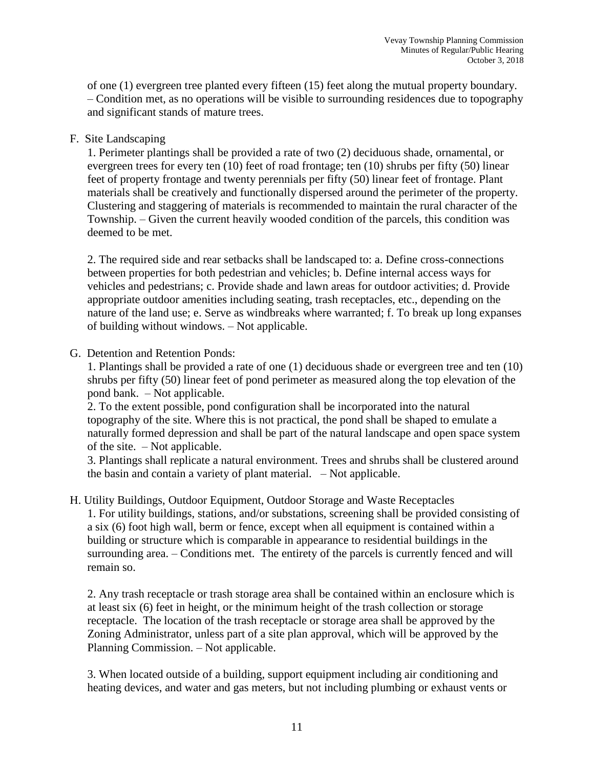of one (1) evergreen tree planted every fifteen (15) feet along the mutual property boundary. – Condition met, as no operations will be visible to surrounding residences due to topography and significant stands of mature trees.

F. Site Landscaping

1. Perimeter plantings shall be provided a rate of two (2) deciduous shade, ornamental, or evergreen trees for every ten (10) feet of road frontage; ten (10) shrubs per fifty (50) linear feet of property frontage and twenty perennials per fifty (50) linear feet of frontage. Plant materials shall be creatively and functionally dispersed around the perimeter of the property. Clustering and staggering of materials is recommended to maintain the rural character of the Township. – Given the current heavily wooded condition of the parcels, this condition was deemed to be met.

2. The required side and rear setbacks shall be landscaped to: a. Define cross-connections between properties for both pedestrian and vehicles; b. Define internal access ways for vehicles and pedestrians; c. Provide shade and lawn areas for outdoor activities; d. Provide appropriate outdoor amenities including seating, trash receptacles, etc., depending on the nature of the land use; e. Serve as windbreaks where warranted; f. To break up long expanses of building without windows. – Not applicable.

G. Detention and Retention Ponds:

1. Plantings shall be provided a rate of one (1) deciduous shade or evergreen tree and ten (10) shrubs per fifty (50) linear feet of pond perimeter as measured along the top elevation of the pond bank. – Not applicable.

2. To the extent possible, pond configuration shall be incorporated into the natural topography of the site. Where this is not practical, the pond shall be shaped to emulate a naturally formed depression and shall be part of the natural landscape and open space system of the site. – Not applicable.

3. Plantings shall replicate a natural environment. Trees and shrubs shall be clustered around the basin and contain a variety of plant material. – Not applicable.

H. Utility Buildings, Outdoor Equipment, Outdoor Storage and Waste Receptacles

1. For utility buildings, stations, and/or substations, screening shall be provided consisting of a six (6) foot high wall, berm or fence, except when all equipment is contained within a building or structure which is comparable in appearance to residential buildings in the surrounding area. – Conditions met. The entirety of the parcels is currently fenced and will remain so.

2. Any trash receptacle or trash storage area shall be contained within an enclosure which is at least six (6) feet in height, or the minimum height of the trash collection or storage receptacle. The location of the trash receptacle or storage area shall be approved by the Zoning Administrator, unless part of a site plan approval, which will be approved by the Planning Commission. – Not applicable.

3. When located outside of a building, support equipment including air conditioning and heating devices, and water and gas meters, but not including plumbing or exhaust vents or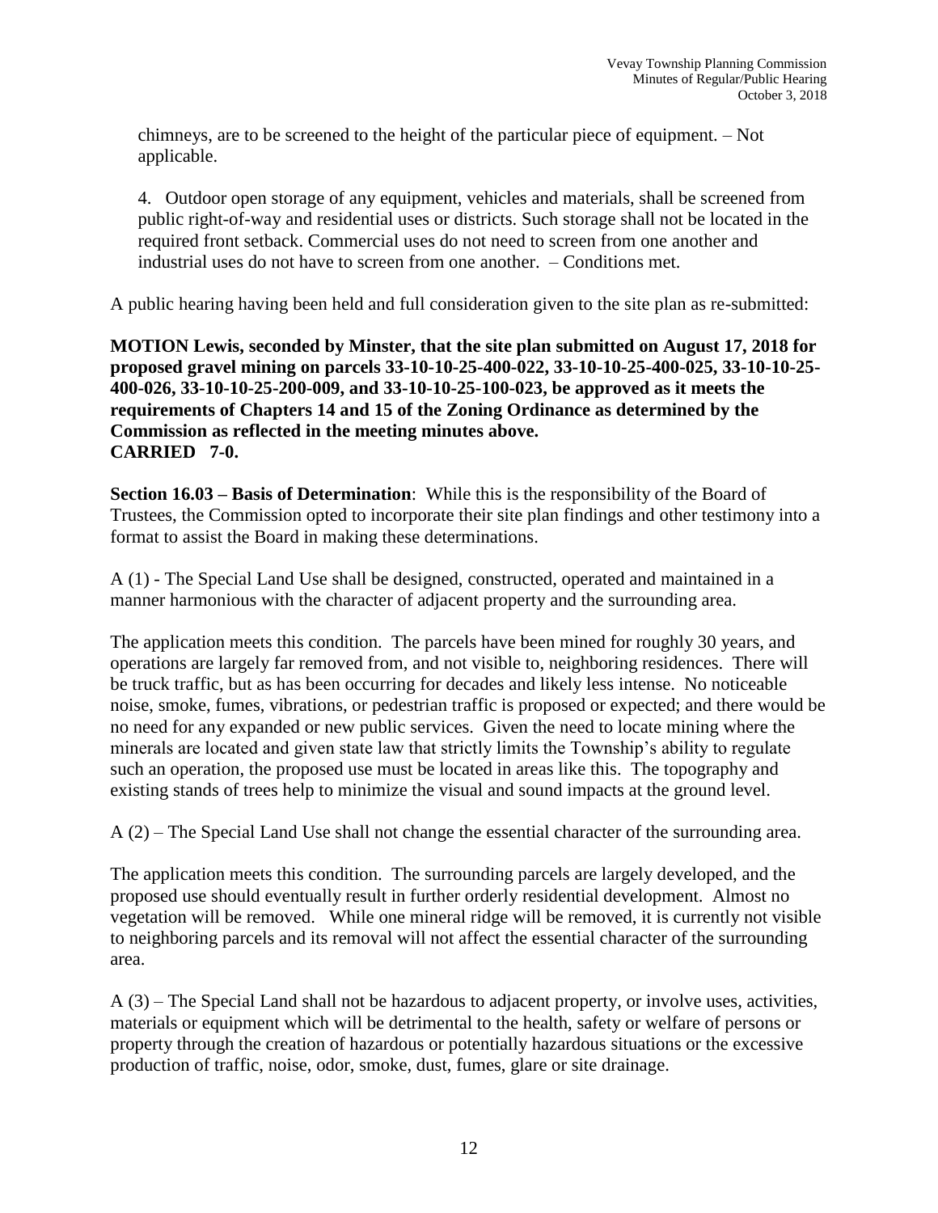chimneys, are to be screened to the height of the particular piece of equipment. – Not applicable.

4. Outdoor open storage of any equipment, vehicles and materials, shall be screened from public right-of-way and residential uses or districts. Such storage shall not be located in the required front setback. Commercial uses do not need to screen from one another and industrial uses do not have to screen from one another. – Conditions met.

A public hearing having been held and full consideration given to the site plan as re-submitted:

**MOTION Lewis, seconded by Minster, that the site plan submitted on August 17, 2018 for proposed gravel mining on parcels 33-10-10-25-400-022, 33-10-10-25-400-025, 33-10-10-25-400-026, 33-10-10-25-200-009, and 33-10-10-25-100-023, be approved as it meets the requirements of Chapters 14 and 15 of the Zoning Ordinance as determined by the Commission as reflected in the meeting minutes above.**
**CARRIED 7-0.**

**Section 16.03 – Basis of Determination**: While this is the responsibility of the Board of Trustees, the Commission opted to incorporate their site plan findings and other testimony into a format to assist the Board in making these determinations.

A (1) - The Special Land Use shall be designed, constructed, operated and maintained in a manner harmonious with the character of adjacent property and the surrounding area.

The application meets this condition. The parcels have been mined for roughly 30 years, and operations are largely far removed from, and not visible to, neighboring residences. There will be truck traffic, but as has been occurring for decades and likely less intense. No noticeable noise, smoke, fumes, vibrations, or pedestrian traffic is proposed or expected; and there would be no need for any expanded or new public services. Given the need to locate mining where the minerals are located and given state law that strictly limits the Township's ability to regulate such an operation, the proposed use must be located in areas like this. The topography and existing stands of trees help to minimize the visual and sound impacts at the ground level.

A (2) – The Special Land Use shall not change the essential character of the surrounding area.

The application meets this condition. The surrounding parcels are largely developed, and the proposed use should eventually result in further orderly residential development. Almost no vegetation will be removed. While one mineral ridge will be removed, it is currently not visible to neighboring parcels and its removal will not affect the essential character of the surrounding area.

A (3) – The Special Land shall not be hazardous to adjacent property, or involve uses, activities, materials or equipment which will be detrimental to the health, safety or welfare of persons or property through the creation of hazardous or potentially hazardous situations or the excessive production of traffic, noise, odor, smoke, dust, fumes, glare or site drainage.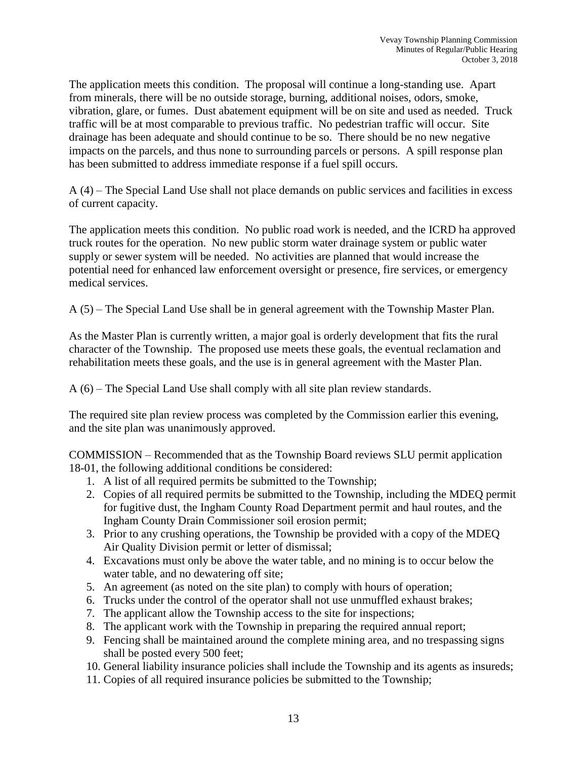The application meets this condition. The proposal will continue a long-standing use. Apart from minerals, there will be no outside storage, burning, additional noises, odors, smoke, vibration, glare, or fumes. Dust abatement equipment will be on site and used as needed. Truck traffic will be at most comparable to previous traffic. No pedestrian traffic will occur. Site drainage has been adequate and should continue to be so. There should be no new negative impacts on the parcels, and thus none to surrounding parcels or persons. A spill response plan has been submitted to address immediate response if a fuel spill occurs.

A (4) – The Special Land Use shall not place demands on public services and facilities in excess of current capacity.

The application meets this condition. No public road work is needed, and the ICRD ha approved truck routes for the operation. No new public storm water drainage system or public water supply or sewer system will be needed. No activities are planned that would increase the potential need for enhanced law enforcement oversight or presence, fire services, or emergency medical services.

A (5) – The Special Land Use shall be in general agreement with the Township Master Plan.

As the Master Plan is currently written, a major goal is orderly development that fits the rural character of the Township. The proposed use meets these goals, the eventual reclamation and rehabilitation meets these goals, and the use is in general agreement with the Master Plan.

A (6) – The Special Land Use shall comply with all site plan review standards.

The required site plan review process was completed by the Commission earlier this evening, and the site plan was unanimously approved.

COMMISSION – Recommended that as the Township Board reviews SLU permit application 18-01, the following additional conditions be considered:

1. A list of all required permits be submitted to the Township;
2. Copies of all required permits be submitted to the Township, including the MDEQ permit for fugitive dust, the Ingham County Road Department permit and haul routes, and the Ingham County Drain Commissioner soil erosion permit;
3. Prior to any crushing operations, the Township be provided with a copy of the MDEQ Air Quality Division permit or letter of dismissal;
4. Excavations must only be above the water table, and no mining is to occur below the water table, and no dewatering off site;
5. An agreement (as noted on the site plan) to comply with hours of operation;
6. Trucks under the control of the operator shall not use unmuffled exhaust brakes;
7. The applicant allow the Township access to the site for inspections;
8. The applicant work with the Township in preparing the required annual report;
9. Fencing shall be maintained around the complete mining area, and no trespassing signs shall be posted every 500 feet;
10. General liability insurance policies shall include the Township and its agents as insureds;
11. Copies of all required insurance policies be submitted to the Township;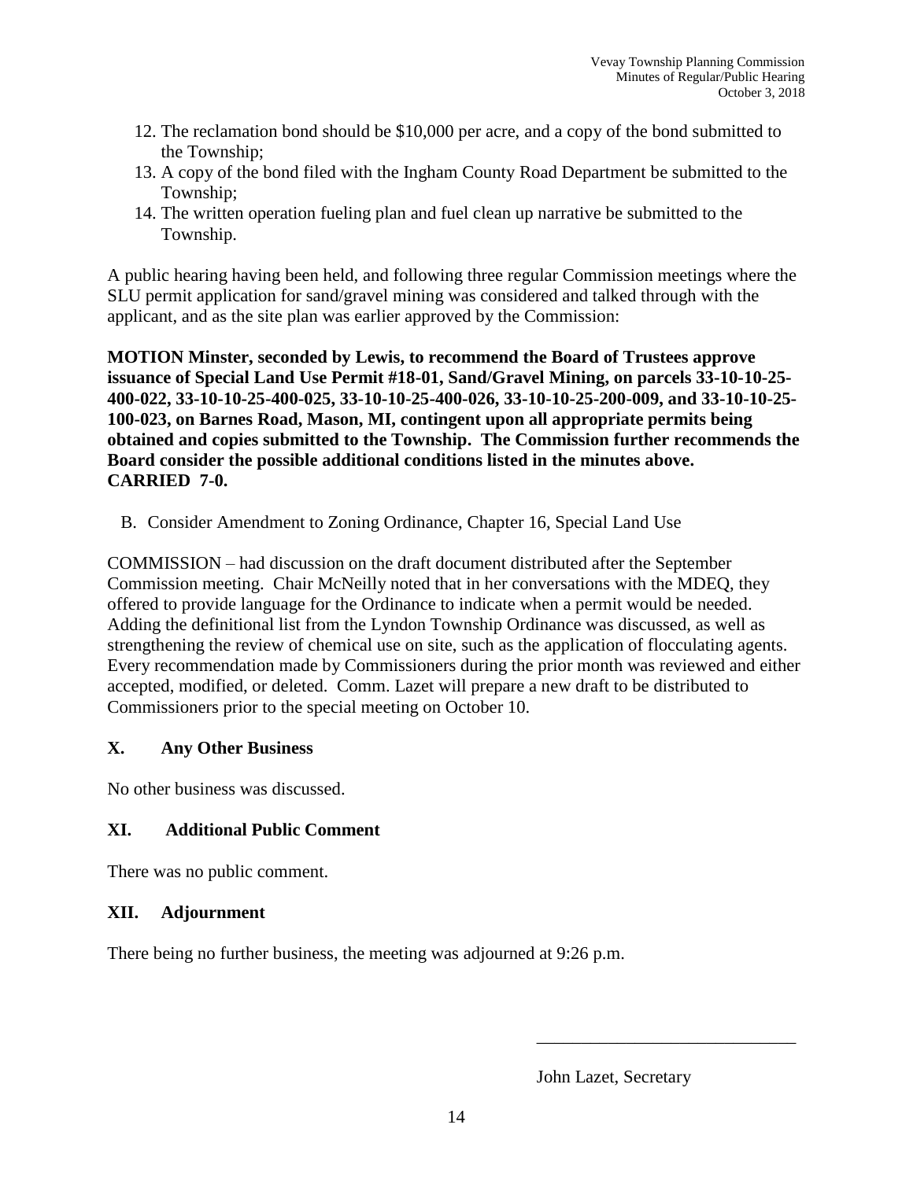12. The reclamation bond should be $10,000 per acre, and a copy of the bond submitted to the Township;
13. A copy of the bond filed with the Ingham County Road Department be submitted to the Township;
14. The written operation fueling plan and fuel clean up narrative be submitted to the Township.

A public hearing having been held, and following three regular Commission meetings where the SLU permit application for sand/gravel mining was considered and talked through with the applicant, and as the site plan was earlier approved by the Commission:

**MOTION Minster, seconded by Lewis, to recommend the Board of Trustees approve issuance of Special Land Use Permit #18-01, Sand/Gravel Mining, on parcels 33-10-10-25-400-022, 33-10-10-25-400-025, 33-10-10-25-400-026, 33-10-10-25-200-009, and 33-10-10-25-100-023, on Barnes Road, Mason, MI, contingent upon all appropriate permits being obtained and copies submitted to the Township. The Commission further recommends the Board consider the possible additional conditions listed in the minutes above. CARRIED 7-0.**

B. Consider Amendment to Zoning Ordinance, Chapter 16, Special Land Use

COMMISSION – had discussion on the draft document distributed after the September Commission meeting. Chair McNeilly noted that in her conversations with the MDEQ, they offered to provide language for the Ordinance to indicate when a permit would be needed. Adding the definitional list from the Lyndon Township Ordinance was discussed, as well as strengthening the review of chemical use on site, such as the application of flocculating agents. Every recommendation made by Commissioners during the prior month was reviewed and either accepted, modified, or deleted. Comm. Lazet will prepare a new draft to be distributed to Commissioners prior to the special meeting on October 10.

## X. Any Other Business

No other business was discussed.

## XI. Additional Public Comment

There was no public comment.

## XII. Adjournment

There being no further business, the meeting was adjourned at 9:26 p.m.

\_\_\_\_\_\_\_\_\_\_\_\_\_\_\_\_\_\_\_\_\_\_\_\_\_\_\_\_\_\_

John Lazet, Secretary